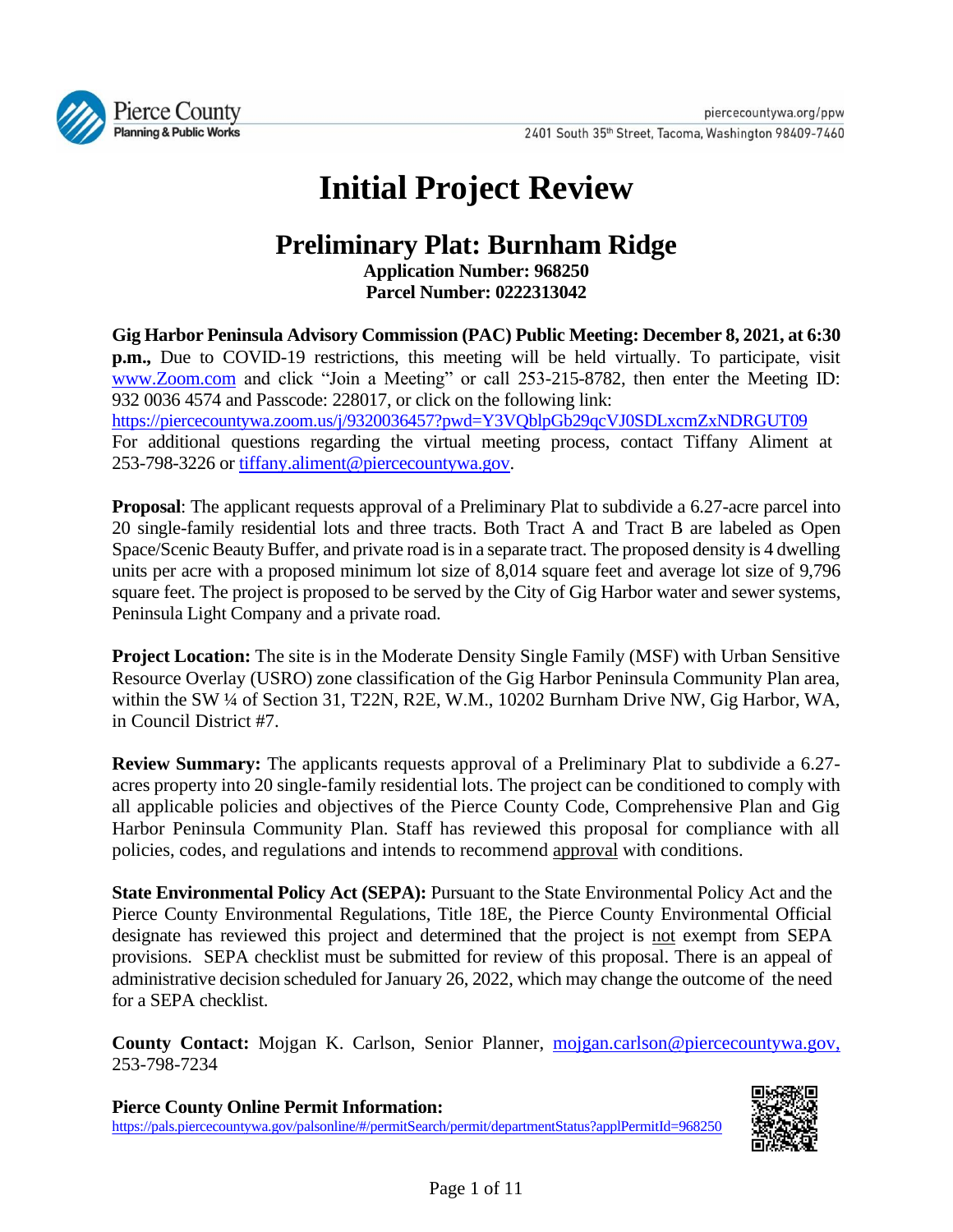Pierce County Planning & Public Works

piercecountywa.org/ppw
2401 South 35th Street, Tacoma, Washington 98409-7460

# Initial Project Review

## Preliminary Plat: Burnham Ridge

**Application Number: 968250**
**Parcel Number: 0222313042**

**Gig Harbor Peninsula Advisory Commission (PAC) Public Meeting: December 8, 2021, at 6:30 p.m.,** Due to COVID-19 restrictions, this meeting will be held virtually. To participate, visit www.Zoom.com and click "Join a Meeting" or call 253-215-8782, then enter the Meeting ID: 932 0036 4574 and Passcode: 228017, or click on the following link: https://piercecountywa.zoom.us/j/9320036457?pwd=Y3VQblpGb29qcVJ0SDLxcmZxNDRGUT09
For additional questions regarding the virtual meeting process, contact Tiffany Aliment at 253-798-3226 or tiffany.aliment@piercecountywa.gov.

**Proposal**: The applicant requests approval of a Preliminary Plat to subdivide a 6.27-acre parcel into 20 single-family residential lots and three tracts. Both Tract A and Tract B are labeled as Open Space/Scenic Beauty Buffer, and private road is in a separate tract. The proposed density is 4 dwelling units per acre with a proposed minimum lot size of 8,014 square feet and average lot size of 9,796 square feet. The project is proposed to be served by the City of Gig Harbor water and sewer systems, Peninsula Light Company and a private road.

**Project Location:** The site is in the Moderate Density Single Family (MSF) with Urban Sensitive Resource Overlay (USRO) zone classification of the Gig Harbor Peninsula Community Plan area, within the SW ¼ of Section 31, T22N, R2E, W.M., 10202 Burnham Drive NW, Gig Harbor, WA, in Council District #7.

**Review Summary:** The applicants requests approval of a Preliminary Plat to subdivide a 6.27-acres property into 20 single-family residential lots. The project can be conditioned to comply with all applicable policies and objectives of the Pierce County Code, Comprehensive Plan and Gig Harbor Peninsula Community Plan. Staff has reviewed this proposal for compliance with all policies, codes, and regulations and intends to recommend approval with conditions.

**State Environmental Policy Act (SEPA):** Pursuant to the State Environmental Policy Act and the Pierce County Environmental Regulations, Title 18E, the Pierce County Environmental Official designate has reviewed this project and determined that the project is not exempt from SEPA provisions. SEPA checklist must be submitted for review of this proposal. There is an appeal of administrative decision scheduled for January 26, 2022, which may change the outcome of the need for a SEPA checklist.

**County Contact:** Mojgan K. Carlson, Senior Planner, mojgan.carlson@piercecountywa.gov, 253-798-7234

**Pierce County Online Permit Information:**
https://pals.piercecountywa.gov/palsonline/#/permitSearch/permit/departmentStatus?applPermitId=968250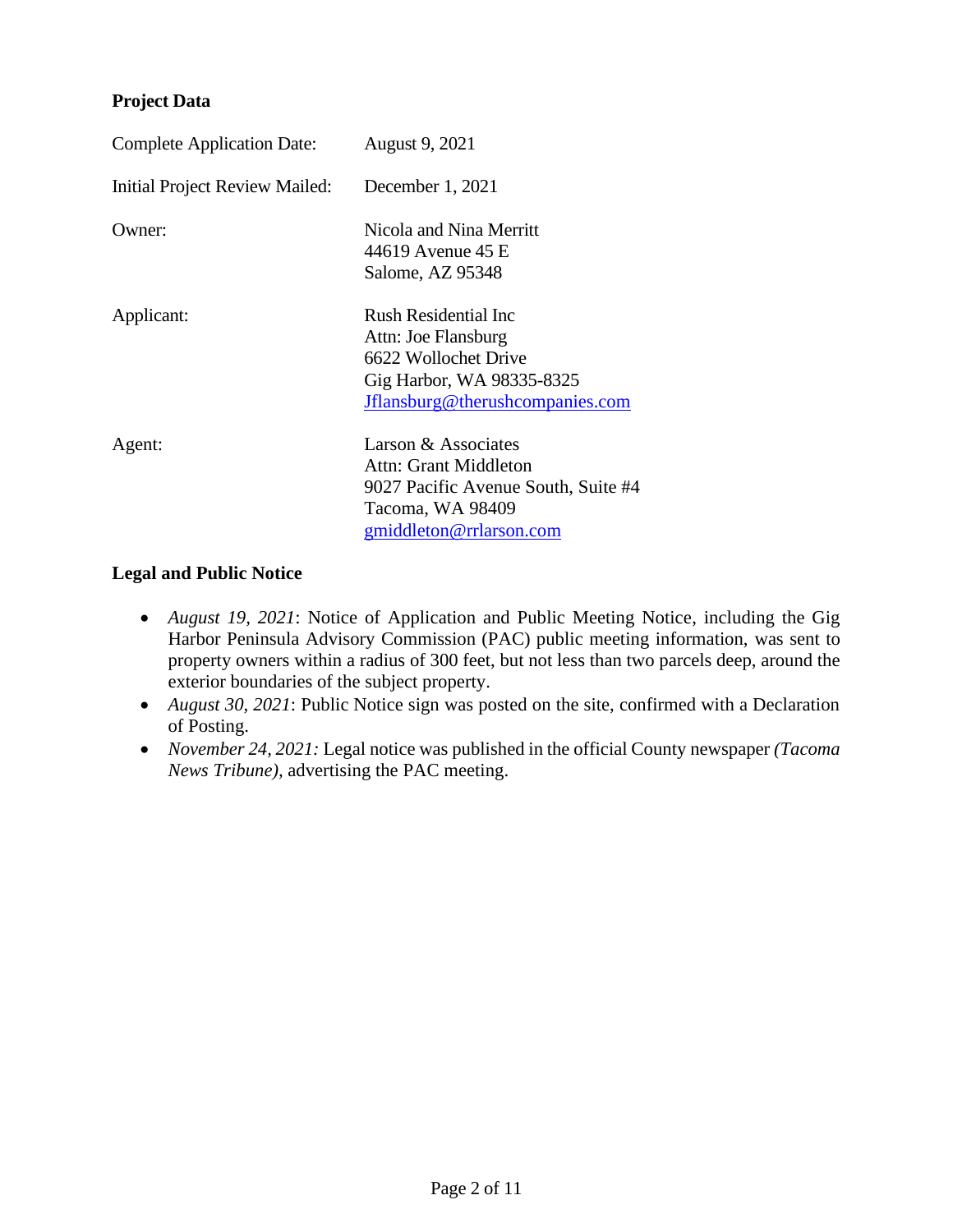**Project Data**

| | |
|---|---|
| Complete Application Date: | August 9, 2021 |
| Initial Project Review Mailed: | December 1, 2021 |
| Owner: | Nicola and Nina Merritt<br>44619 Avenue 45 E<br>Salome, AZ 95348 |
| Applicant: | Rush Residential Inc<br>Attn: Joe Flansburg<br>6622 Wollochet Drive<br>Gig Harbor, WA 98335-8325<br>Jflansburg@therushcompanies.com |
| Agent: | Larson & Associates<br>Attn: Grant Middleton<br>9027 Pacific Avenue South, Suite #4<br>Tacoma, WA 98409<br>gmiddleton@rrlarson.com |

**Legal and Public Notice**

- *August 19, 2021*: Notice of Application and Public Meeting Notice, including the Gig Harbor Peninsula Advisory Commission (PAC) public meeting information, was sent to property owners within a radius of 300 feet, but not less than two parcels deep, around the exterior boundaries of the subject property.
- *August 30, 2021*: Public Notice sign was posted on the site, confirmed with a Declaration of Posting.
- *November 24, 2021:* Legal notice was published in the official County newspaper *(Tacoma News Tribune)*, advertising the PAC meeting.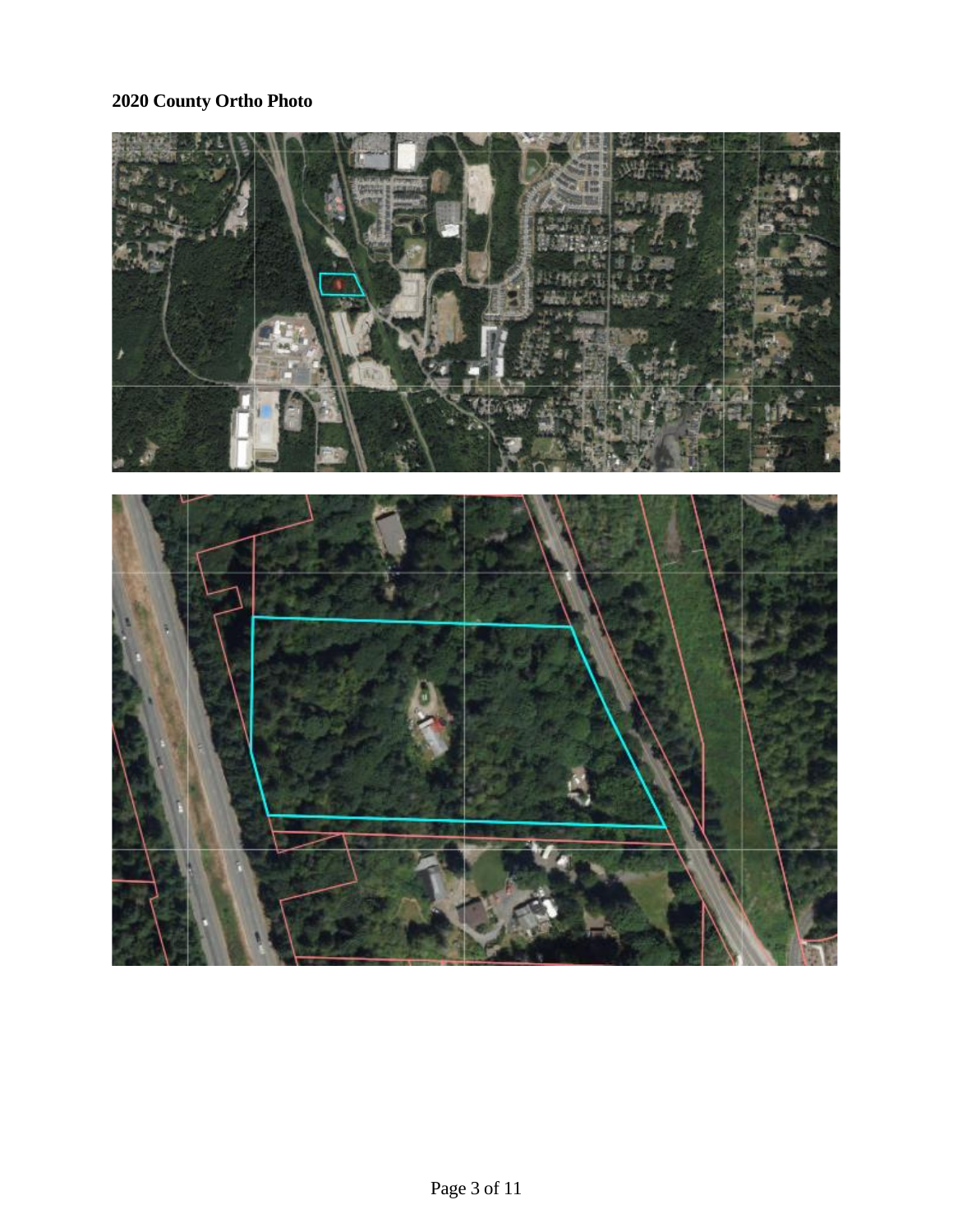**2020 County Ortho Photo**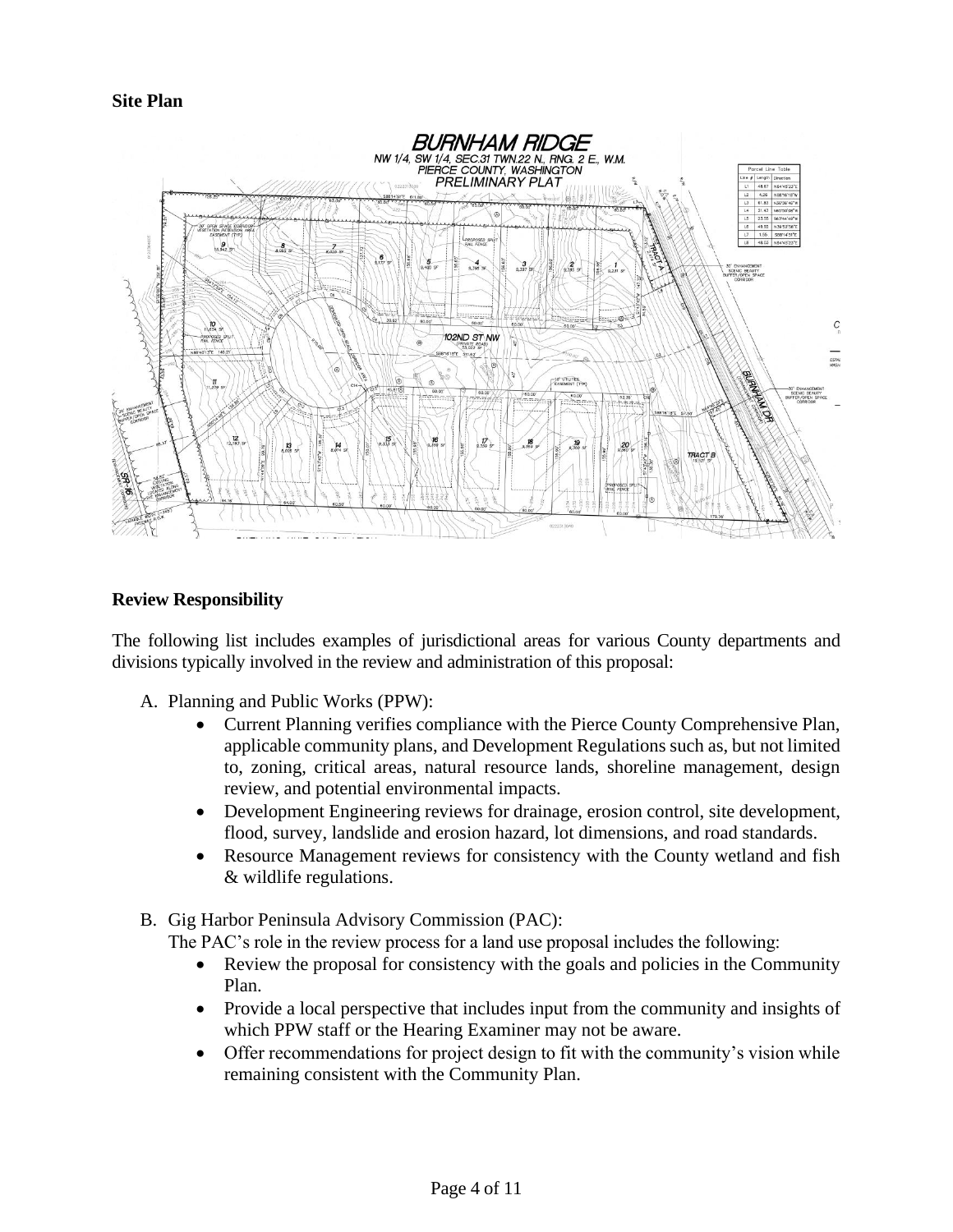**Site Plan**

**Review Responsibility**

The following list includes examples of jurisdictional areas for various County departments and divisions typically involved in the review and administration of this proposal:

A. Planning and Public Works (PPW):
    - Current Planning verifies compliance with the Pierce County Comprehensive Plan, applicable community plans, and Development Regulations such as, but not limited to, zoning, critical areas, natural resource lands, shoreline management, design review, and potential environmental impacts.
    - Development Engineering reviews for drainage, erosion control, site development, flood, survey, landslide and erosion hazard, lot dimensions, and road standards.
    - Resource Management reviews for consistency with the County wetland and fish & wildlife regulations.

B. Gig Harbor Peninsula Advisory Commission (PAC):
   The PAC's role in the review process for a land use proposal includes the following:
    - Review the proposal for consistency with the goals and policies in the Community Plan.
    - Provide a local perspective that includes input from the community and insights of which PPW staff or the Hearing Examiner may not be aware.
    - Offer recommendations for project design to fit with the community's vision while remaining consistent with the Community Plan.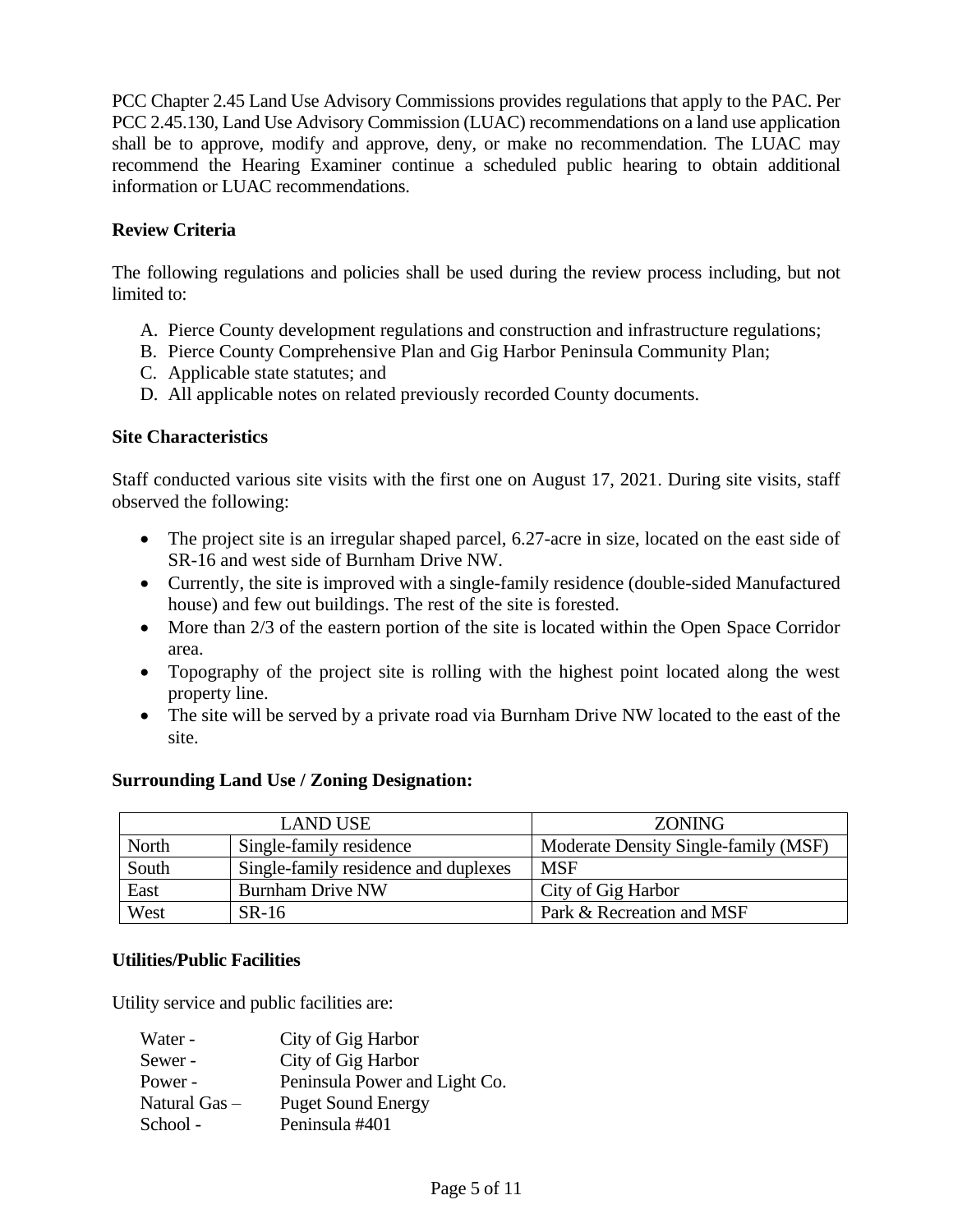PCC Chapter 2.45 Land Use Advisory Commissions provides regulations that apply to the PAC. Per PCC 2.45.130, Land Use Advisory Commission (LUAC) recommendations on a land use application shall be to approve, modify and approve, deny, or make no recommendation. The LUAC may recommend the Hearing Examiner continue a scheduled public hearing to obtain additional information or LUAC recommendations.

**Review Criteria**

The following regulations and policies shall be used during the review process including, but not limited to:

A. Pierce County development regulations and construction and infrastructure regulations;
B. Pierce County Comprehensive Plan and Gig Harbor Peninsula Community Plan;
C. Applicable state statutes; and
D. All applicable notes on related previously recorded County documents.

**Site Characteristics**

Staff conducted various site visits with the first one on August 17, 2021. During site visits, staff observed the following:

- The project site is an irregular shaped parcel, 6.27-acre in size, located on the east side of SR-16 and west side of Burnham Drive NW.
- Currently, the site is improved with a single-family residence (double-sided Manufactured house) and few out buildings. The rest of the site is forested.
- More than 2/3 of the eastern portion of the site is located within the Open Space Corridor area.
- Topography of the project site is rolling with the highest point located along the west property line.
- The site will be served by a private road via Burnham Drive NW located to the east of the site.

**Surrounding Land Use / Zoning Designation:**

| LAND USE | | ZONING |
|---|---|---|
| North | Single-family residence | Moderate Density Single-family (MSF) |
| South | Single-family residence and duplexes | MSF |
| East | Burnham Drive NW | City of Gig Harbor |
| West | SR-16 | Park & Recreation and MSF |

**Utilities/Public Facilities**

Utility service and public facilities are:

| | |
|---|---|
| Water - | City of Gig Harbor |
| Sewer - | City of Gig Harbor |
| Power - | Peninsula Power and Light Co. |
| Natural Gas – | Puget Sound Energy |
| School - | Peninsula #401 |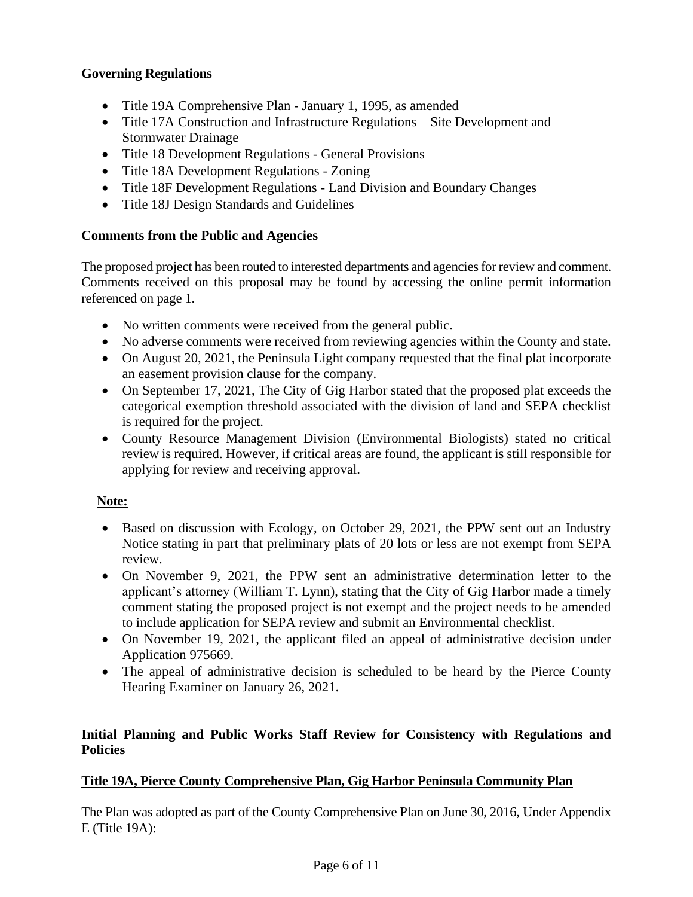### Governing Regulations

- Title 19A Comprehensive Plan - January 1, 1995, as amended
- Title 17A Construction and Infrastructure Regulations – Site Development and Stormwater Drainage
- Title 18 Development Regulations - General Provisions
- Title 18A Development Regulations - Zoning
- Title 18F Development Regulations - Land Division and Boundary Changes
- Title 18J Design Standards and Guidelines

### Comments from the Public and Agencies

The proposed project has been routed to interested departments and agencies for review and comment. Comments received on this proposal may be found by accessing the online permit information referenced on page 1.

- No written comments were received from the general public.
- No adverse comments were received from reviewing agencies within the County and state.
- On August 20, 2021, the Peninsula Light company requested that the final plat incorporate an easement provision clause for the company.
- On September 17, 2021, The City of Gig Harbor stated that the proposed plat exceeds the categorical exemption threshold associated with the division of land and SEPA checklist is required for the project.
- County Resource Management Division (Environmental Biologists) stated no critical review is required. However, if critical areas are found, the applicant is still responsible for applying for review and receiving approval.

**Note:**

- Based on discussion with Ecology, on October 29, 2021, the PPW sent out an Industry Notice stating in part that preliminary plats of 20 lots or less are not exempt from SEPA review.
- On November 9, 2021, the PPW sent an administrative determination letter to the applicant's attorney (William T. Lynn), stating that the City of Gig Harbor made a timely comment stating the proposed project is not exempt and the project needs to be amended to include application for SEPA review and submit an Environmental checklist.
- On November 19, 2021, the applicant filed an appeal of administrative decision under Application 975669.
- The appeal of administrative decision is scheduled to be heard by the Pierce County Hearing Examiner on January 26, 2021.

### Initial Planning and Public Works Staff Review for Consistency with Regulations and Policies

**Title 19A, Pierce County Comprehensive Plan, Gig Harbor Peninsula Community Plan**

The Plan was adopted as part of the County Comprehensive Plan on June 30, 2016, Under Appendix E (Title 19A):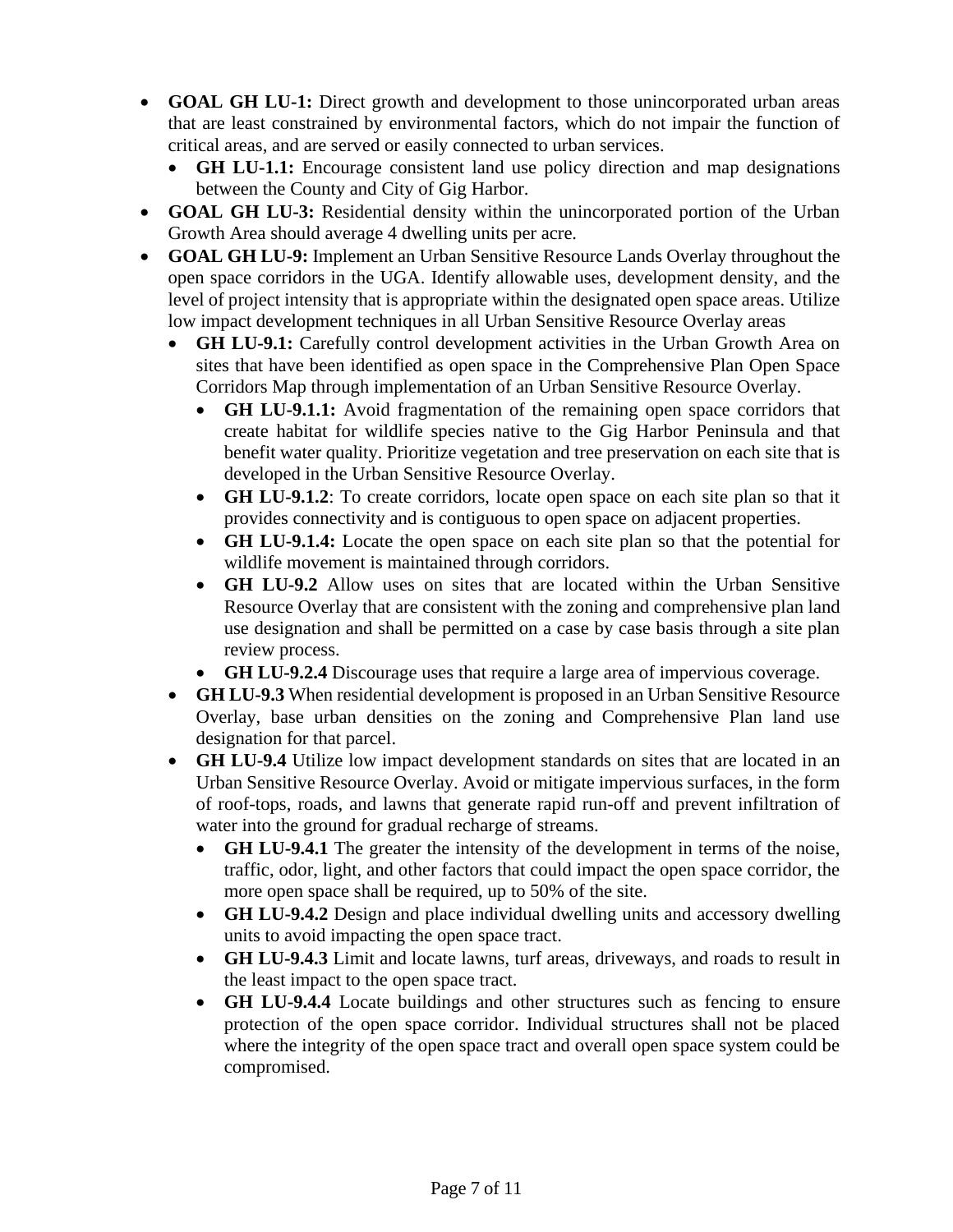- **GOAL GH LU-1:** Direct growth and development to those unincorporated urban areas that are least constrained by environmental factors, which do not impair the function of critical areas, and are served or easily connected to urban services.
  - **GH LU-1.1:** Encourage consistent land use policy direction and map designations between the County and City of Gig Harbor.
- **GOAL GH LU-3:** Residential density within the unincorporated portion of the Urban Growth Area should average 4 dwelling units per acre.
- **GOAL GH LU-9:** Implement an Urban Sensitive Resource Lands Overlay throughout the open space corridors in the UGA. Identify allowable uses, development density, and the level of project intensity that is appropriate within the designated open space areas. Utilize low impact development techniques in all Urban Sensitive Resource Overlay areas
  - **GH LU-9.1:** Carefully control development activities in the Urban Growth Area on sites that have been identified as open space in the Comprehensive Plan Open Space Corridors Map through implementation of an Urban Sensitive Resource Overlay.
    - **GH LU-9.1.1:** Avoid fragmentation of the remaining open space corridors that create habitat for wildlife species native to the Gig Harbor Peninsula and that benefit water quality. Prioritize vegetation and tree preservation on each site that is developed in the Urban Sensitive Resource Overlay.
    - **GH LU-9.1.2**: To create corridors, locate open space on each site plan so that it provides connectivity and is contiguous to open space on adjacent properties.
    - **GH LU-9.1.4:** Locate the open space on each site plan so that the potential for wildlife movement is maintained through corridors.
    - **GH LU-9.2** Allow uses on sites that are located within the Urban Sensitive Resource Overlay that are consistent with the zoning and comprehensive plan land use designation and shall be permitted on a case by case basis through a site plan review process.
    - **GH LU-9.2.4** Discourage uses that require a large area of impervious coverage.
  - **GH LU-9.3** When residential development is proposed in an Urban Sensitive Resource Overlay, base urban densities on the zoning and Comprehensive Plan land use designation for that parcel.
  - **GH LU-9.4** Utilize low impact development standards on sites that are located in an Urban Sensitive Resource Overlay. Avoid or mitigate impervious surfaces, in the form of roof-tops, roads, and lawns that generate rapid run-off and prevent infiltration of water into the ground for gradual recharge of streams.
    - **GH LU-9.4.1** The greater the intensity of the development in terms of the noise, traffic, odor, light, and other factors that could impact the open space corridor, the more open space shall be required, up to 50% of the site.
    - **GH LU-9.4.2** Design and place individual dwelling units and accessory dwelling units to avoid impacting the open space tract.
    - **GH LU-9.4.3** Limit and locate lawns, turf areas, driveways, and roads to result in the least impact to the open space tract.
    - **GH LU-9.4.4** Locate buildings and other structures such as fencing to ensure protection of the open space corridor. Individual structures shall not be placed where the integrity of the open space tract and overall open space system could be compromised.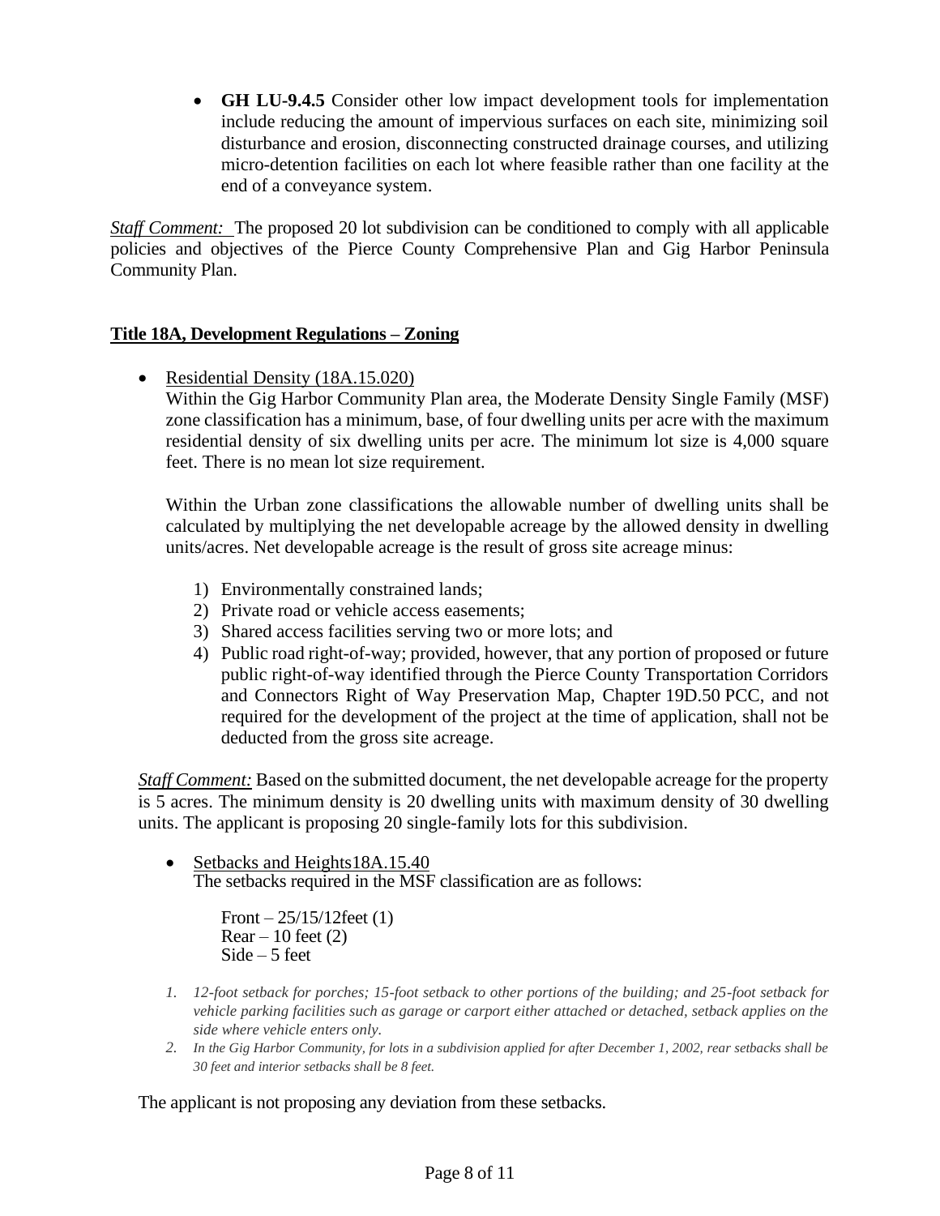- **GH LU-9.4.5** Consider other low impact development tools for implementation include reducing the amount of impervious surfaces on each site, minimizing soil disturbance and erosion, disconnecting constructed drainage courses, and utilizing micro-detention facilities on each lot where feasible rather than one facility at the end of a conveyance system.

*Staff Comment:* The proposed 20 lot subdivision can be conditioned to comply with all applicable policies and objectives of the Pierce County Comprehensive Plan and Gig Harbor Peninsula Community Plan.

**Title 18A, Development Regulations – Zoning**

- Residential Density (18A.15.020)

  Within the Gig Harbor Community Plan area, the Moderate Density Single Family (MSF) zone classification has a minimum, base, of four dwelling units per acre with the maximum residential density of six dwelling units per acre. The minimum lot size is 4,000 square feet. There is no mean lot size requirement.

  Within the Urban zone classifications the allowable number of dwelling units shall be calculated by multiplying the net developable acreage by the allowed density in dwelling units/acres. Net developable acreage is the result of gross site acreage minus:

  1) Environmentally constrained lands;
  2) Private road or vehicle access easements;
  3) Shared access facilities serving two or more lots; and
  4) Public road right-of-way; provided, however, that any portion of proposed or future public right-of-way identified through the Pierce County Transportation Corridors and Connectors Right of Way Preservation Map, Chapter 19D.50 PCC, and not required for the development of the project at the time of application, shall not be deducted from the gross site acreage.

*Staff Comment:* Based on the submitted document, the net developable acreage for the property is 5 acres. The minimum density is 20 dwelling units with maximum density of 30 dwelling units. The applicant is proposing 20 single-family lots for this subdivision.

- Setbacks and Heights18A.15.40

  The setbacks required in the MSF classification are as follows:

  Front – 25/15/12feet (1)
  Rear – 10 feet (2)
  Side – 5 feet

1. *12-foot setback for porches; 15-foot setback to other portions of the building; and 25-foot setback for vehicle parking facilities such as garage or carport either attached or detached, setback applies on the side where vehicle enters only.*
2. *In the Gig Harbor Community, for lots in a subdivision applied for after December 1, 2002, rear setbacks shall be 30 feet and interior setbacks shall be 8 feet.*

The applicant is not proposing any deviation from these setbacks.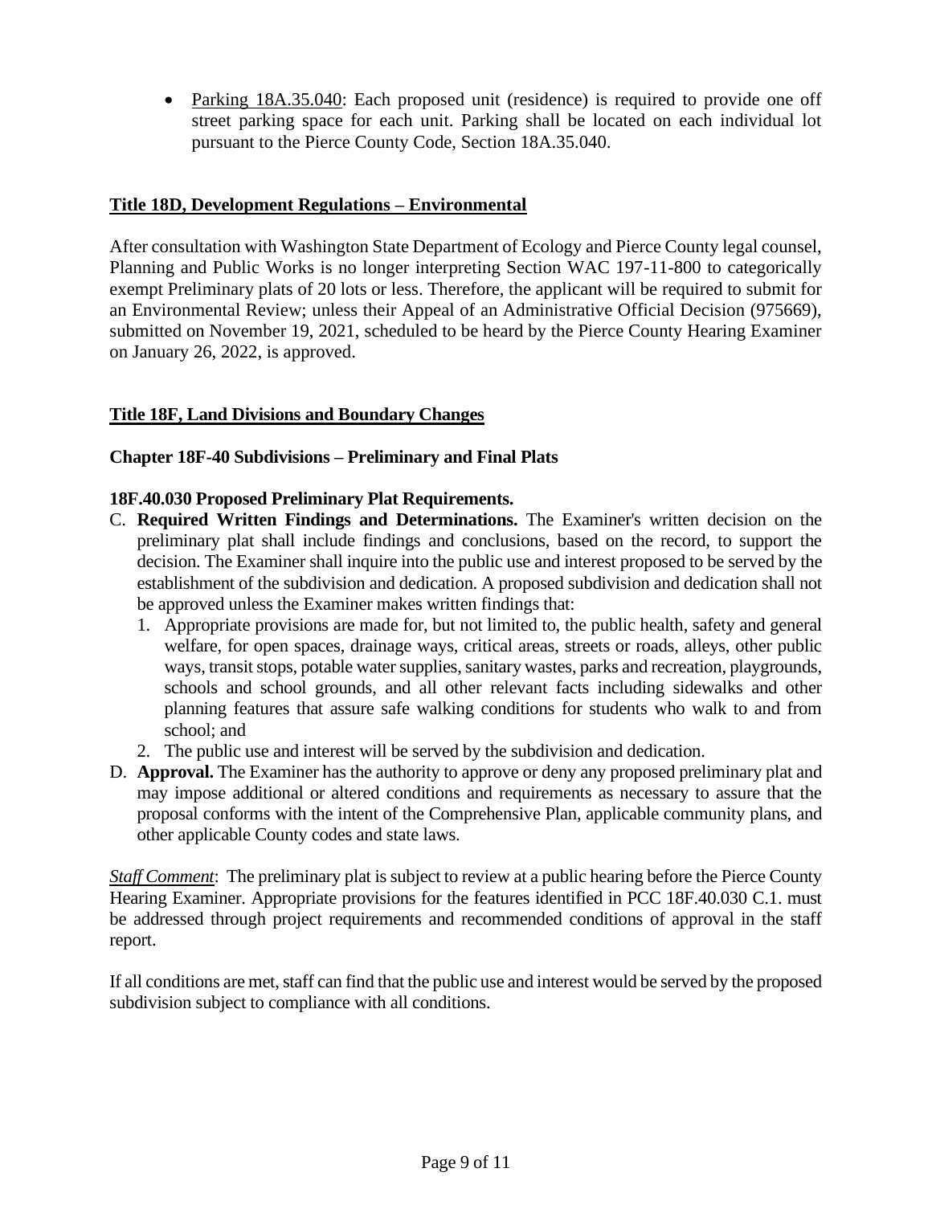- Parking 18A.35.040: Each proposed unit (residence) is required to provide one off street parking space for each unit. Parking shall be located on each individual lot pursuant to the Pierce County Code, Section 18A.35.040.

**Title 18D, Development Regulations – Environmental**

After consultation with Washington State Department of Ecology and Pierce County legal counsel, Planning and Public Works is no longer interpreting Section WAC 197-11-800 to categorically exempt Preliminary plats of 20 lots or less. Therefore, the applicant will be required to submit for an Environmental Review; unless their Appeal of an Administrative Official Decision (975669), submitted on November 19, 2021, scheduled to be heard by the Pierce County Hearing Examiner on January 26, 2022, is approved.

**Title 18F, Land Divisions and Boundary Changes**

**Chapter 18F-40 Subdivisions – Preliminary and Final Plats**

**18F.40.030 Proposed Preliminary Plat Requirements.**

C. **Required Written Findings and Determinations.** The Examiner's written decision on the preliminary plat shall include findings and conclusions, based on the record, to support the decision. The Examiner shall inquire into the public use and interest proposed to be served by the establishment of the subdivision and dedication. A proposed subdivision and dedication shall not be approved unless the Examiner makes written findings that:
   1. Appropriate provisions are made for, but not limited to, the public health, safety and general welfare, for open spaces, drainage ways, critical areas, streets or roads, alleys, other public ways, transit stops, potable water supplies, sanitary wastes, parks and recreation, playgrounds, schools and school grounds, and all other relevant facts including sidewalks and other planning features that assure safe walking conditions for students who walk to and from school; and
   2. The public use and interest will be served by the subdivision and dedication.

D. **Approval.** The Examiner has the authority to approve or deny any proposed preliminary plat and may impose additional or altered conditions and requirements as necessary to assure that the proposal conforms with the intent of the Comprehensive Plan, applicable community plans, and other applicable County codes and state laws.

*Staff Comment*: The preliminary plat is subject to review at a public hearing before the Pierce County Hearing Examiner. Appropriate provisions for the features identified in PCC 18F.40.030 C.1. must be addressed through project requirements and recommended conditions of approval in the staff report.

If all conditions are met, staff can find that the public use and interest would be served by the proposed subdivision subject to compliance with all conditions.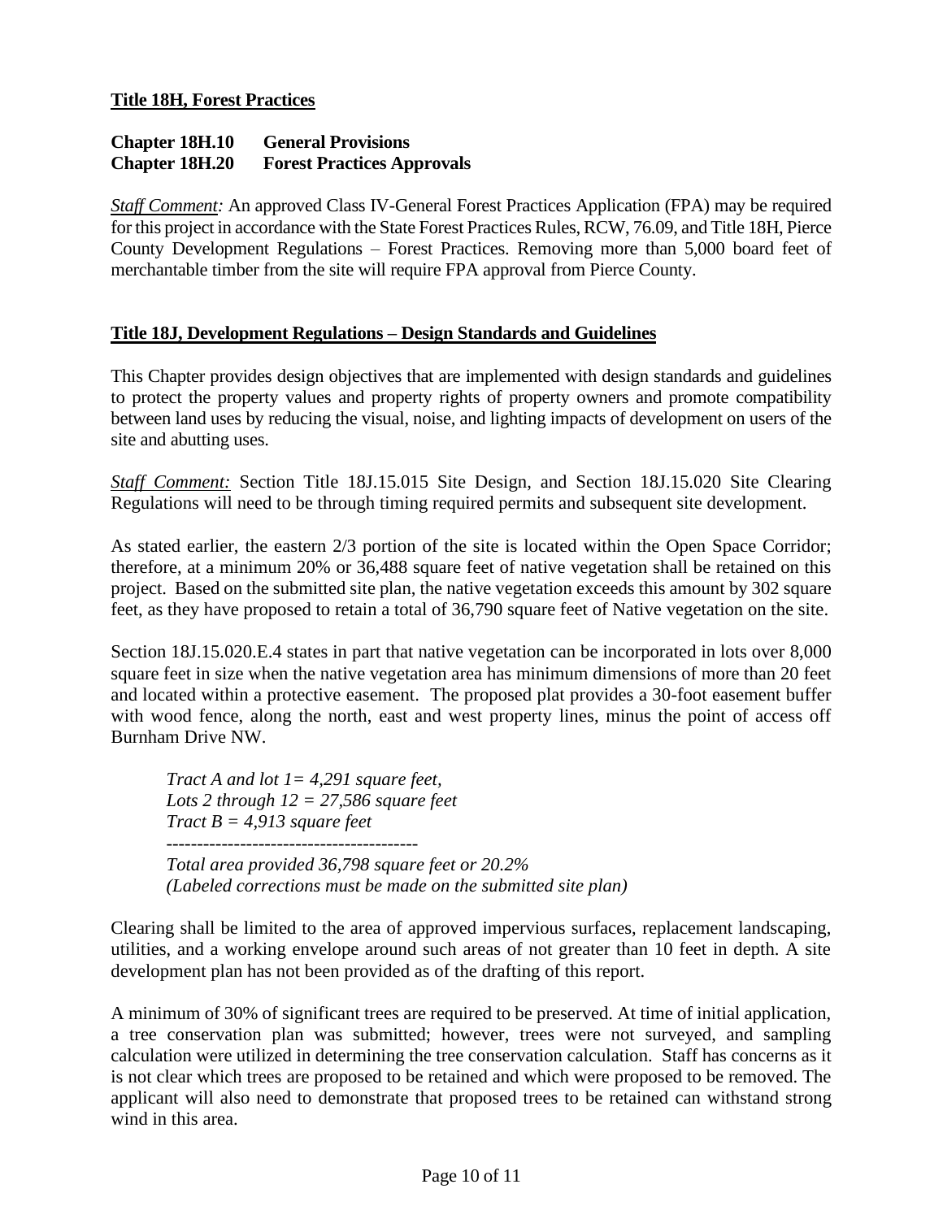**Title 18H, Forest Practices**

**Chapter 18H.10 General Provisions**
**Chapter 18H.20 Forest Practices Approvals**

*Staff Comment:* An approved Class IV-General Forest Practices Application (FPA) may be required for this project in accordance with the State Forest Practices Rules, RCW, 76.09, and Title 18H, Pierce County Development Regulations – Forest Practices. Removing more than 5,000 board feet of merchantable timber from the site will require FPA approval from Pierce County.

**Title 18J, Development Regulations – Design Standards and Guidelines**

This Chapter provides design objectives that are implemented with design standards and guidelines to protect the property values and property rights of property owners and promote compatibility between land uses by reducing the visual, noise, and lighting impacts of development on users of the site and abutting uses.

*Staff Comment:* Section Title 18J.15.015 Site Design, and Section 18J.15.020 Site Clearing Regulations will need to be through timing required permits and subsequent site development.

As stated earlier, the eastern 2/3 portion of the site is located within the Open Space Corridor; therefore, at a minimum 20% or 36,488 square feet of native vegetation shall be retained on this project. Based on the submitted site plan, the native vegetation exceeds this amount by 302 square feet, as they have proposed to retain a total of 36,790 square feet of Native vegetation on the site.

Section 18J.15.020.E.4 states in part that native vegetation can be incorporated in lots over 8,000 square feet in size when the native vegetation area has minimum dimensions of more than 20 feet and located within a protective easement. The proposed plat provides a 30-foot easement buffer with wood fence, along the north, east and west property lines, minus the point of access off Burnham Drive NW.

*Tract A and lot 1= 4,291 square feet,*
*Lots 2 through 12 = 27,586 square feet*
*Tract B = 4,913 square feet*
*-----------------------------------------*
*Total area provided 36,798 square feet or 20.2%*
*(Labeled corrections must be made on the submitted site plan)*

Clearing shall be limited to the area of approved impervious surfaces, replacement landscaping, utilities, and a working envelope around such areas of not greater than 10 feet in depth. A site development plan has not been provided as of the drafting of this report.

A minimum of 30% of significant trees are required to be preserved. At time of initial application, a tree conservation plan was submitted; however, trees were not surveyed, and sampling calculation were utilized in determining the tree conservation calculation. Staff has concerns as it is not clear which trees are proposed to be retained and which were proposed to be removed. The applicant will also need to demonstrate that proposed trees to be retained can withstand strong wind in this area.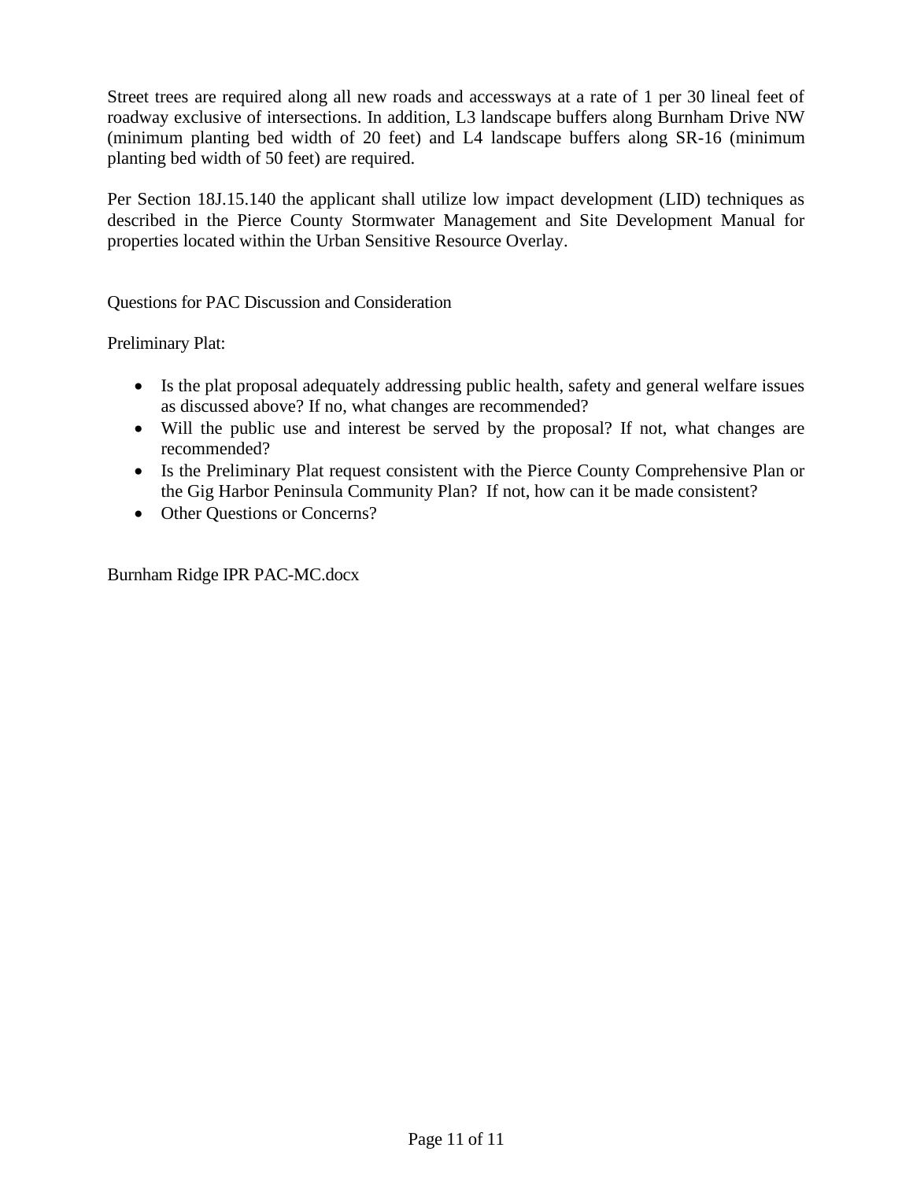Street trees are required along all new roads and accessways at a rate of 1 per 30 lineal feet of roadway exclusive of intersections. In addition, L3 landscape buffers along Burnham Drive NW (minimum planting bed width of 20 feet) and L4 landscape buffers along SR-16 (minimum planting bed width of 50 feet) are required.

Per Section 18J.15.140 the applicant shall utilize low impact development (LID) techniques as described in the Pierce County Stormwater Management and Site Development Manual for properties located within the Urban Sensitive Resource Overlay.

Questions for PAC Discussion and Consideration

Preliminary Plat:

- Is the plat proposal adequately addressing public health, safety and general welfare issues as discussed above? If no, what changes are recommended?
- Will the public use and interest be served by the proposal? If not, what changes are recommended?
- Is the Preliminary Plat request consistent with the Pierce County Comprehensive Plan or the Gig Harbor Peninsula Community Plan? If not, how can it be made consistent?
- Other Questions or Concerns?

Burnham Ridge IPR PAC-MC.docx